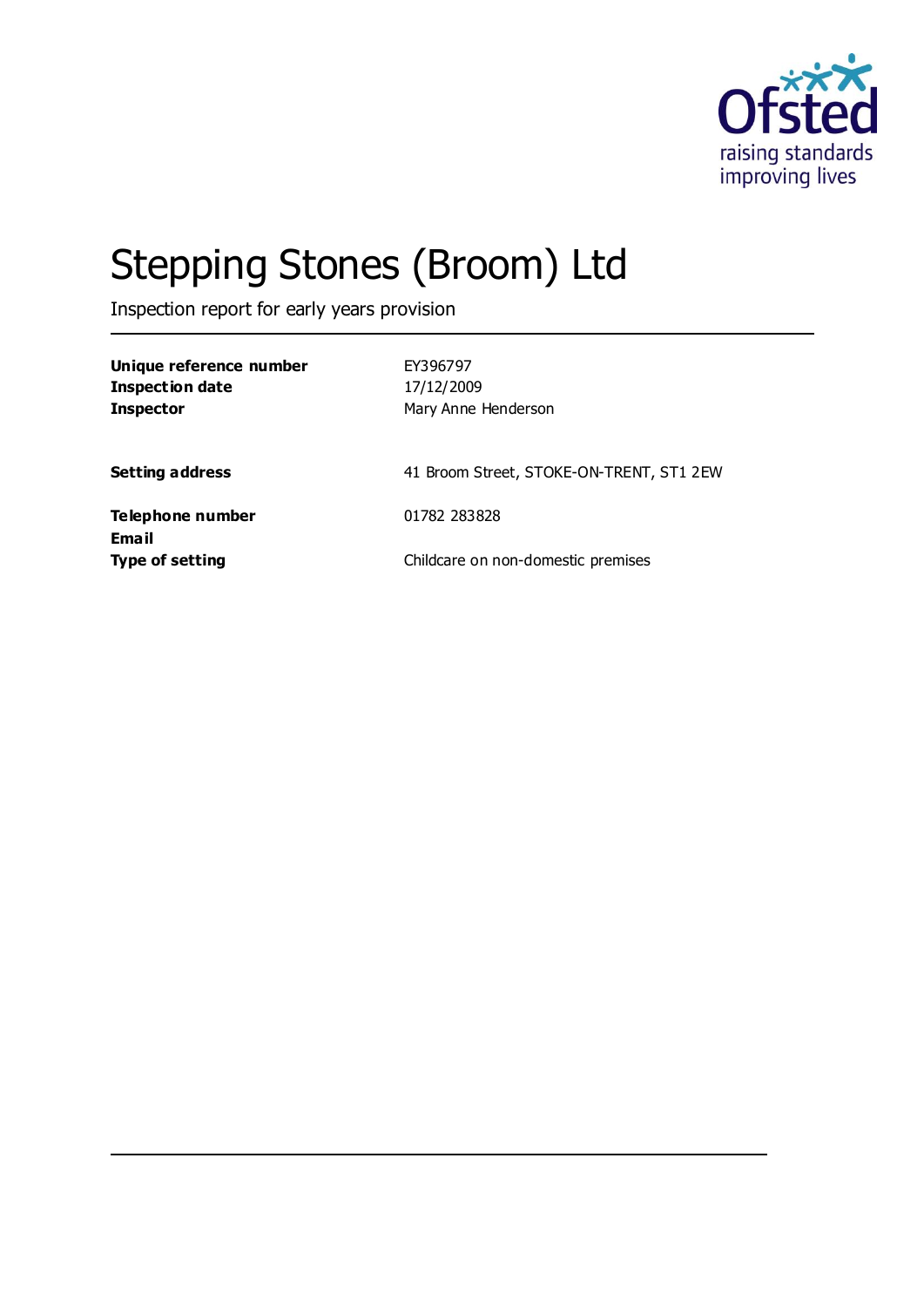# Stepping Stones (Broom) Ltd

Inspection report for early years provision

| | |
|---|---|
| **Unique reference number** | EY396797 |
| **Inspection date** | 17/12/2009 |
| **Inspector** | Mary Anne Henderson |
| | |
| **Setting address** | 41 Broom Street, STOKE-ON-TRENT, ST1 2EW |
| | |
| **Telephone number** | 01782 283828 |
| **Email** | |
| **Type of setting** | Childcare on non-domestic premises |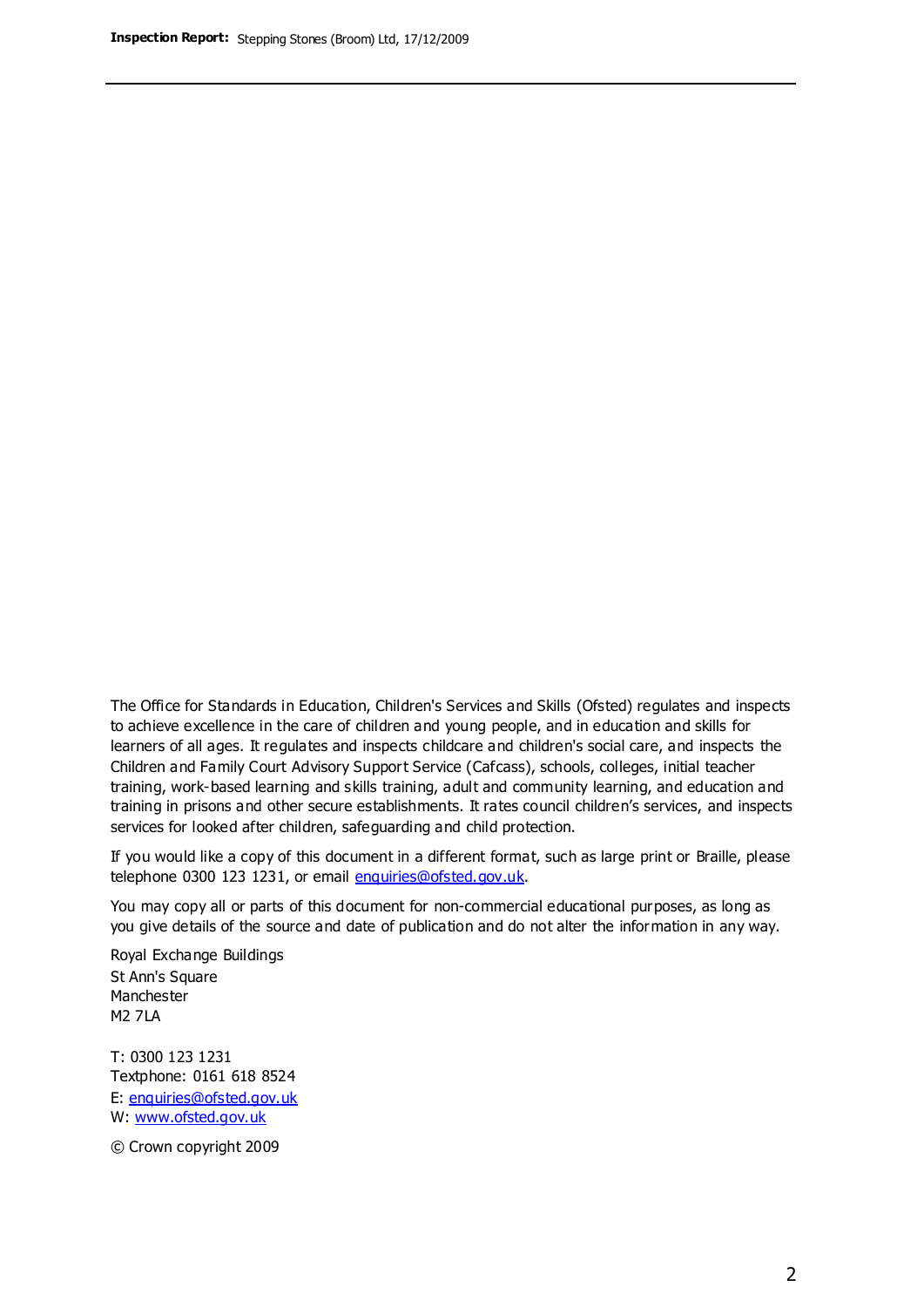The Office for Standards in Education, Children's Services and Skills (Ofsted) regulates and inspects to achieve excellence in the care of children and young people, and in education and skills for learners of all ages. It regulates and inspects childcare and children's social care, and inspects the Children and Family Court Advisory Support Service (Cafcass), schools, colleges, initial teacher training, work-based learning and skills training, adult and community learning, and education and training in prisons and other secure establishments. It rates council children's services, and inspects services for looked after children, safeguarding and child protection.

If you would like a copy of this document in a different format, such as large print or Braille, please telephone 0300 123 1231, or email enquiries@ofsted.gov.uk.

You may copy all or parts of this document for non-commercial educational purposes, as long as you give details of the source and date of publication and do not alter the information in any way.

Royal Exchange Buildings
St Ann's Square
Manchester
M2 7LA

T: 0300 123 1231
Textphone: 0161 618 8524
E: enquiries@ofsted.gov.uk
W: www.ofsted.gov.uk

© Crown copyright 2009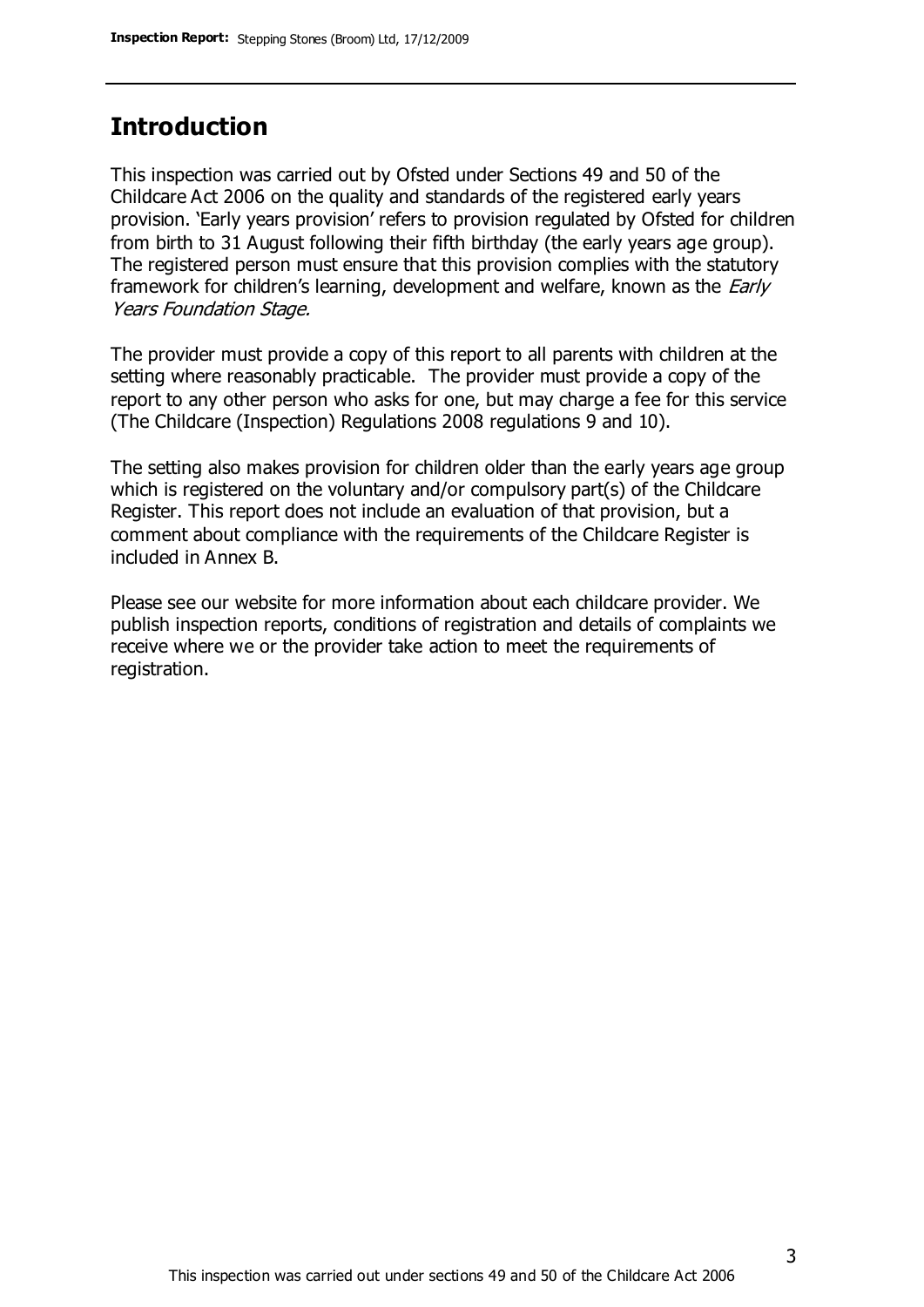## Introduction

This inspection was carried out by Ofsted under Sections 49 and 50 of the Childcare Act 2006 on the quality and standards of the registered early years provision. 'Early years provision' refers to provision regulated by Ofsted for children from birth to 31 August following their fifth birthday (the early years age group). The registered person must ensure that this provision complies with the statutory framework for children's learning, development and welfare, known as the *Early Years Foundation Stage.*

The provider must provide a copy of this report to all parents with children at the setting where reasonably practicable. The provider must provide a copy of the report to any other person who asks for one, but may charge a fee for this service (The Childcare (Inspection) Regulations 2008 regulations 9 and 10).

The setting also makes provision for children older than the early years age group which is registered on the voluntary and/or compulsory part(s) of the Childcare Register. This report does not include an evaluation of that provision, but a comment about compliance with the requirements of the Childcare Register is included in Annex B.

Please see our website for more information about each childcare provider. We publish inspection reports, conditions of registration and details of complaints we receive where we or the provider take action to meet the requirements of registration.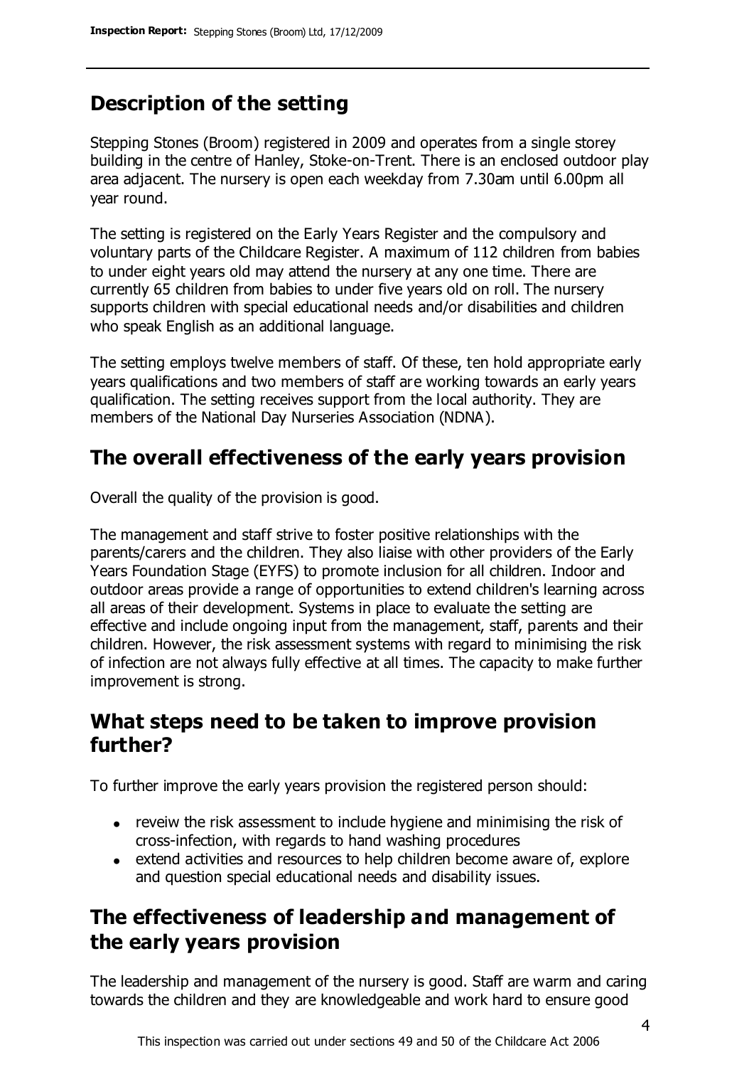## Description of the setting

Stepping Stones (Broom) registered in 2009 and operates from a single storey building in the centre of Hanley, Stoke-on-Trent. There is an enclosed outdoor play area adjacent. The nursery is open each weekday from 7.30am until 6.00pm all year round.

The setting is registered on the Early Years Register and the compulsory and voluntary parts of the Childcare Register. A maximum of 112 children from babies to under eight years old may attend the nursery at any one time. There are currently 65 children from babies to under five years old on roll. The nursery supports children with special educational needs and/or disabilities and children who speak English as an additional language.

The setting employs twelve members of staff. Of these, ten hold appropriate early years qualifications and two members of staff are working towards an early years qualification. The setting receives support from the local authority. They are members of the National Day Nurseries Association (NDNA).

## The overall effectiveness of the early years provision

Overall the quality of the provision is good.

The management and staff strive to foster positive relationships with the parents/carers and the children. They also liaise with other providers of the Early Years Foundation Stage (EYFS) to promote inclusion for all children. Indoor and outdoor areas provide a range of opportunities to extend children's learning across all areas of their development. Systems in place to evaluate the setting are effective and include ongoing input from the management, staff, parents and their children. However, the risk assessment systems with regard to minimising the risk of infection are not always fully effective at all times. The capacity to make further improvement is strong.

## What steps need to be taken to improve provision further?

To further improve the early years provision the registered person should:

- reveiw the risk assessment to include hygiene and minimising the risk of cross-infection, with regards to hand washing procedures
- extend activities and resources to help children become aware of, explore and question special educational needs and disability issues.

## The effectiveness of leadership and management of the early years provision

The leadership and management of the nursery is good. Staff are warm and caring towards the children and they are knowledgeable and work hard to ensure good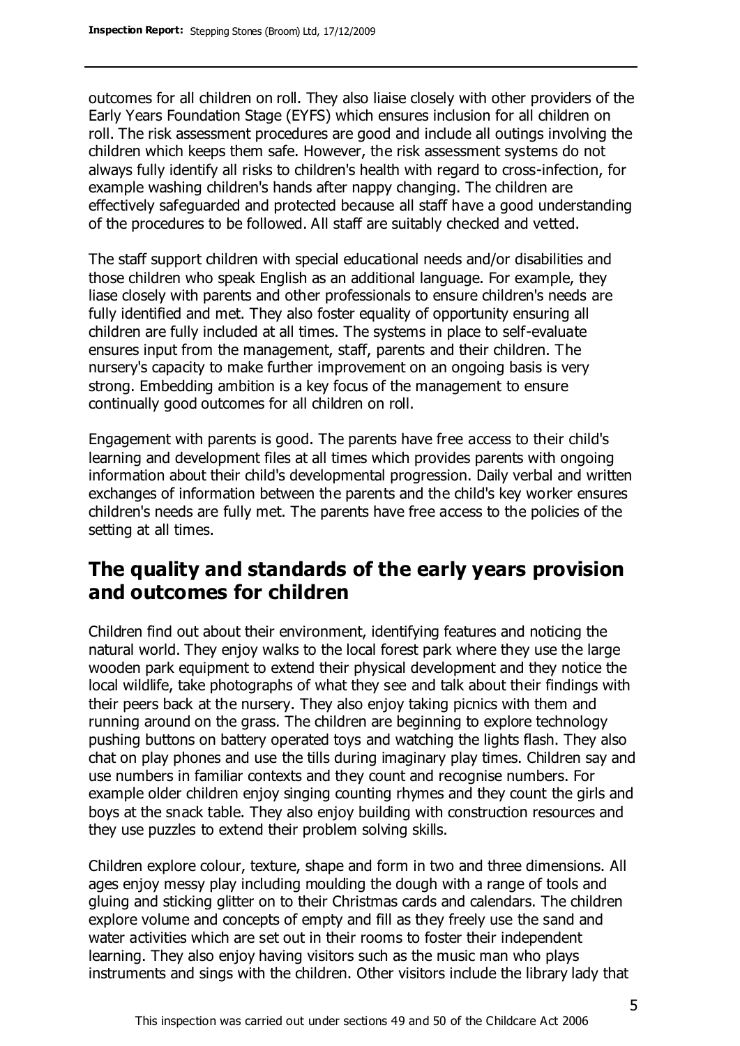outcomes for all children on roll. They also liaise closely with other providers of the Early Years Foundation Stage (EYFS) which ensures inclusion for all children on roll. The risk assessment procedures are good and include all outings involving the children which keeps them safe. However, the risk assessment systems do not always fully identify all risks to children's health with regard to cross-infection, for example washing children's hands after nappy changing. The children are effectively safeguarded and protected because all staff have a good understanding of the procedures to be followed. All staff are suitably checked and vetted.

The staff support children with special educational needs and/or disabilities and those children who speak English as an additional language. For example, they liase closely with parents and other professionals to ensure children's needs are fully identified and met. They also foster equality of opportunity ensuring all children are fully included at all times. The systems in place to self-evaluate ensures input from the management, staff, parents and their children. The nursery's capacity to make further improvement on an ongoing basis is very strong. Embedding ambition is a key focus of the management to ensure continually good outcomes for all children on roll.

Engagement with parents is good. The parents have free access to their child's learning and development files at all times which provides parents with ongoing information about their child's developmental progression. Daily verbal and written exchanges of information between the parents and the child's key worker ensures children's needs are fully met. The parents have free access to the policies of the setting at all times.

## The quality and standards of the early years provision and outcomes for children

Children find out about their environment, identifying features and noticing the natural world. They enjoy walks to the local forest park where they use the large wooden park equipment to extend their physical development and they notice the local wildlife, take photographs of what they see and talk about their findings with their peers back at the nursery. They also enjoy taking picnics with them and running around on the grass. The children are beginning to explore technology pushing buttons on battery operated toys and watching the lights flash. They also chat on play phones and use the tills during imaginary play times. Children say and use numbers in familiar contexts and they count and recognise numbers. For example older children enjoy singing counting rhymes and they count the girls and boys at the snack table. They also enjoy building with construction resources and they use puzzles to extend their problem solving skills.

Children explore colour, texture, shape and form in two and three dimensions. All ages enjoy messy play including moulding the dough with a range of tools and gluing and sticking glitter on to their Christmas cards and calendars. The children explore volume and concepts of empty and fill as they freely use the sand and water activities which are set out in their rooms to foster their independent learning. They also enjoy having visitors such as the music man who plays instruments and sings with the children. Other visitors include the library lady that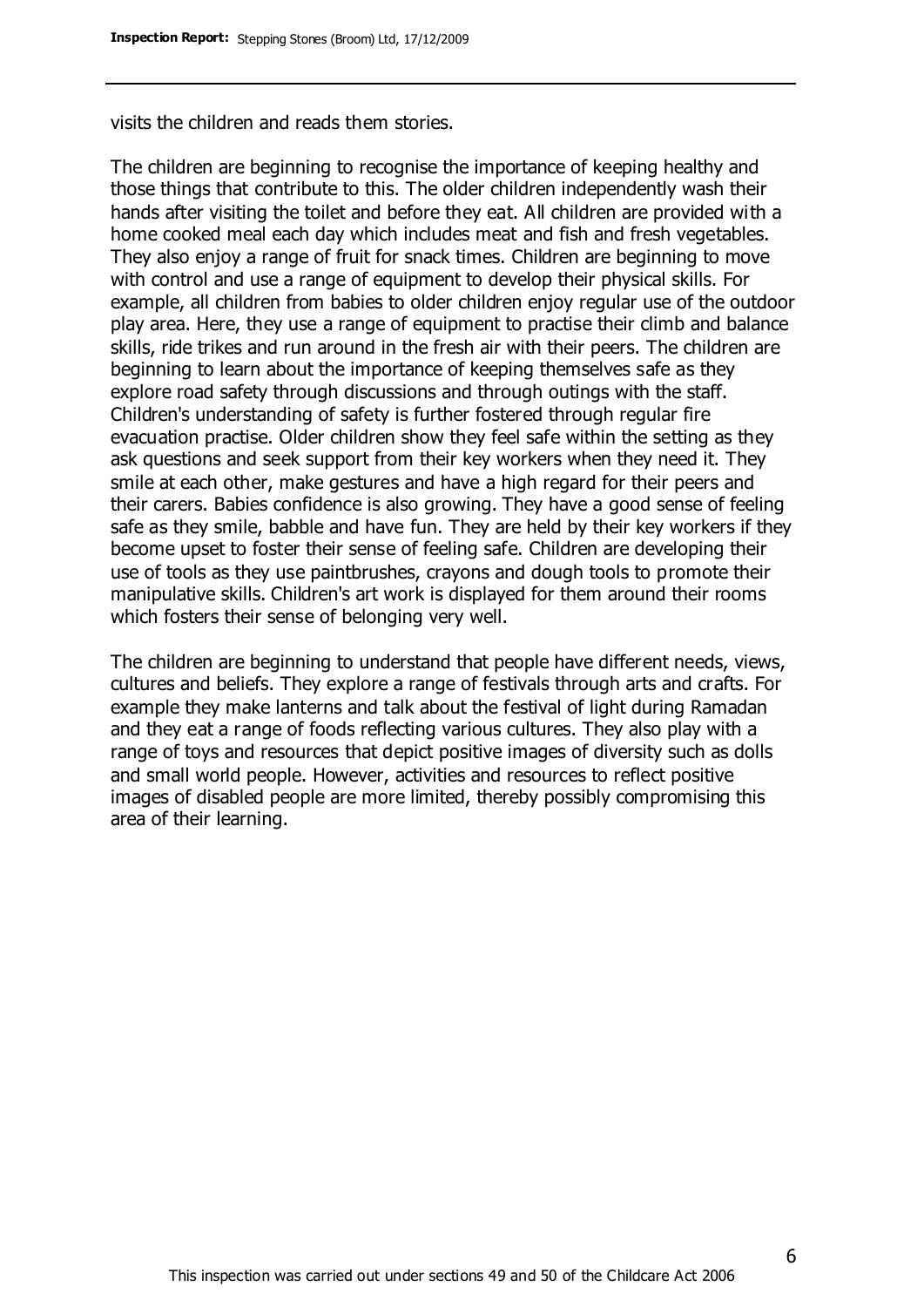visits the children and reads them stories.

The children are beginning to recognise the importance of keeping healthy and those things that contribute to this. The older children independently wash their hands after visiting the toilet and before they eat. All children are provided with a home cooked meal each day which includes meat and fish and fresh vegetables. They also enjoy a range of fruit for snack times. Children are beginning to move with control and use a range of equipment to develop their physical skills. For example, all children from babies to older children enjoy regular use of the outdoor play area. Here, they use a range of equipment to practise their climb and balance skills, ride trikes and run around in the fresh air with their peers. The children are beginning to learn about the importance of keeping themselves safe as they explore road safety through discussions and through outings with the staff. Children's understanding of safety is further fostered through regular fire evacuation practise. Older children show they feel safe within the setting as they ask questions and seek support from their key workers when they need it. They smile at each other, make gestures and have a high regard for their peers and their carers. Babies confidence is also growing. They have a good sense of feeling safe as they smile, babble and have fun. They are held by their key workers if they become upset to foster their sense of feeling safe. Children are developing their use of tools as they use paintbrushes, crayons and dough tools to promote their manipulative skills. Children's art work is displayed for them around their rooms which fosters their sense of belonging very well.

The children are beginning to understand that people have different needs, views, cultures and beliefs. They explore a range of festivals through arts and crafts. For example they make lanterns and talk about the festival of light during Ramadan and they eat a range of foods reflecting various cultures. They also play with a range of toys and resources that depict positive images of diversity such as dolls and small world people. However, activities and resources to reflect positive images of disabled people are more limited, thereby possibly compromising this area of their learning.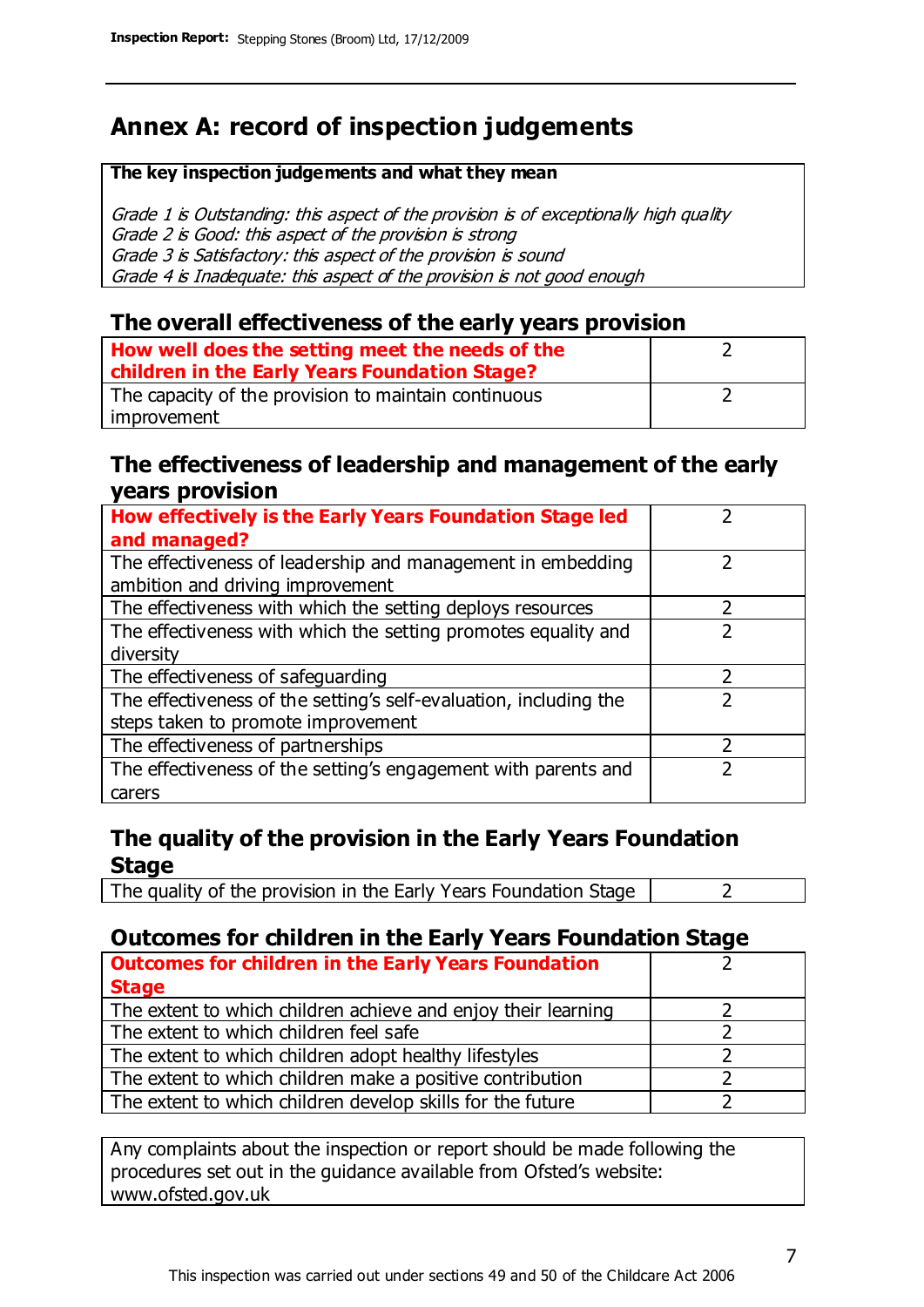# Annex A: record of inspection judgements

**The key inspection judgements and what they mean**

*Grade 1 is Outstanding: this aspect of the provision is of exceptionally high quality*
*Grade 2 is Good: this aspect of the provision is strong*
*Grade 3 is Satisfactory: this aspect of the provision is sound*
*Grade 4 is Inadequate: this aspect of the provision is not good enough*

## The overall effectiveness of the early years provision

| | |
|---|---|
| **How well does the setting meet the needs of the children in the Early Years Foundation Stage?** | 2 |
| The capacity of the provision to maintain continuous improvement | 2 |

## The effectiveness of leadership and management of the early years provision

| | |
|---|---|
| **How effectively is the Early Years Foundation Stage led and managed?** | 2 |
| The effectiveness of leadership and management in embedding ambition and driving improvement | 2 |
| The effectiveness with which the setting deploys resources | 2 |
| The effectiveness with which the setting promotes equality and diversity | 2 |
| The effectiveness of safeguarding | 2 |
| The effectiveness of the setting's self-evaluation, including the steps taken to promote improvement | 2 |
| The effectiveness of partnerships | 2 |
| The effectiveness of the setting's engagement with parents and carers | 2 |

## The quality of the provision in the Early Years Foundation Stage

| | |
|---|---|
| The quality of the provision in the Early Years Foundation Stage | 2 |

## Outcomes for children in the Early Years Foundation Stage

| | |
|---|---|
| **Outcomes for children in the Early Years Foundation Stage** | 2 |
| The extent to which children achieve and enjoy their learning | 2 |
| The extent to which children feel safe | 2 |
| The extent to which children adopt healthy lifestyles | 2 |
| The extent to which children make a positive contribution | 2 |
| The extent to which children develop skills for the future | 2 |

Any complaints about the inspection or report should be made following the procedures set out in the guidance available from Ofsted's website: www.ofsted.gov.uk

This inspection was carried out under sections 49 and 50 of the Childcare Act 2006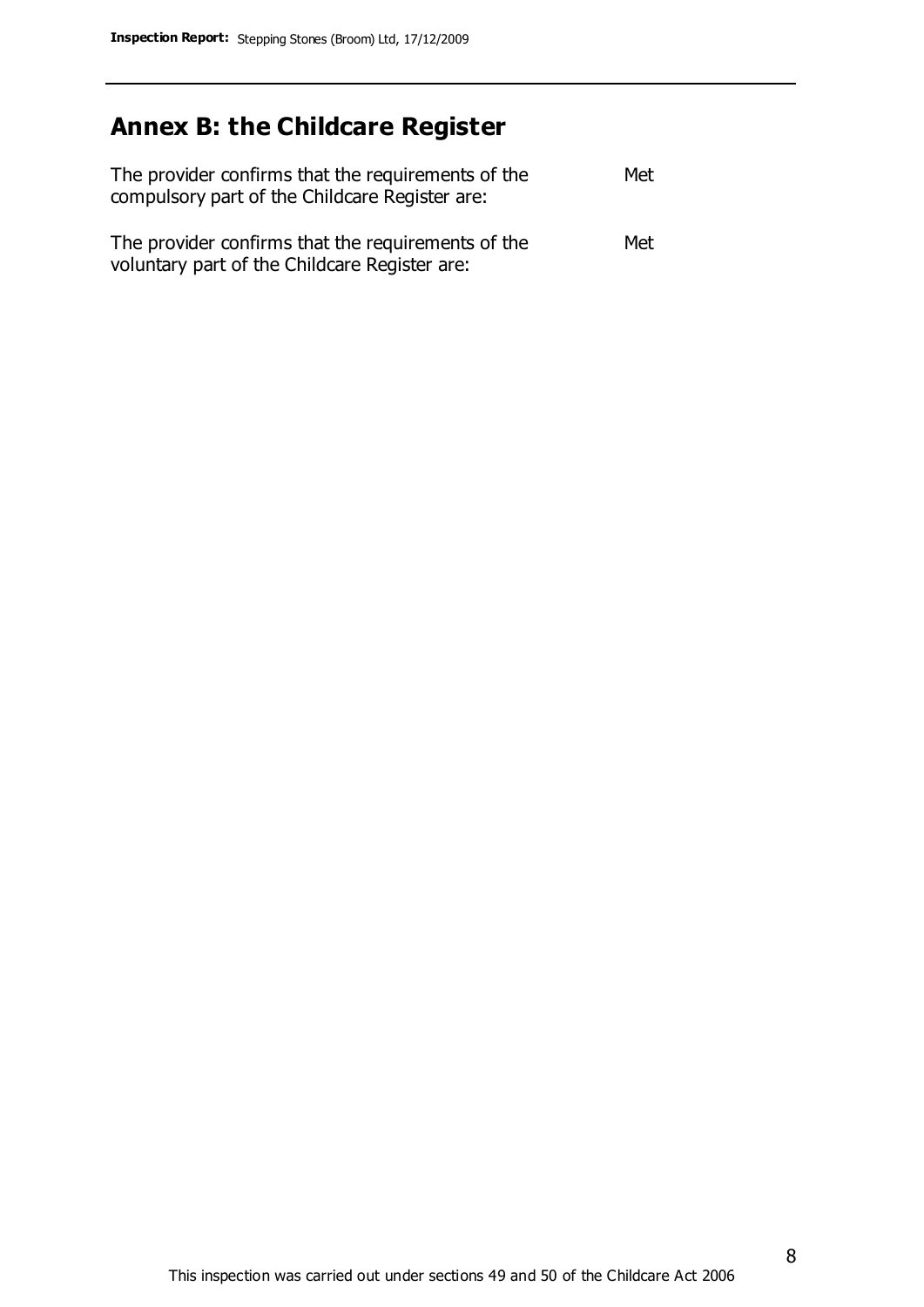## Annex B: the Childcare Register

| | |
|---|---|
| The provider confirms that the requirements of the compulsory part of the Childcare Register are: | Met |
| The provider confirms that the requirements of the voluntary part of the Childcare Register are: | Met |

This inspection was carried out under sections 49 and 50 of the Childcare Act 2006